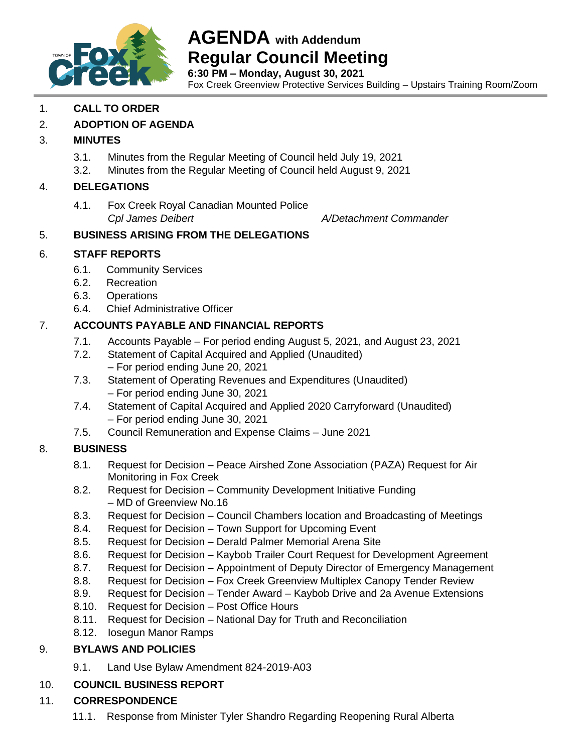# AGENDA with Addendum
## Regular Council Meeting

**6:30 PM – Monday, August 30, 2021**
Fox Creek Greenview Protective Services Building – Upstairs Training Room/Zoom

1. **CALL TO ORDER**
2. **ADOPTION OF AGENDA**
3. **MINUTES**
   - 3.1. Minutes from the Regular Meeting of Council held July 19, 2021
   - 3.2. Minutes from the Regular Meeting of Council held August 9, 2021
4. **DELEGATIONS**
   - 4.1. Fox Creek Royal Canadian Mounted Police
     *Cpl James Deibert* *A/Detachment Commander*
5. **BUSINESS ARISING FROM THE DELEGATIONS**
6. **STAFF REPORTS**
   - 6.1. Community Services
   - 6.2. Recreation
   - 6.3. Operations
   - 6.4. Chief Administrative Officer
7. **ACCOUNTS PAYABLE AND FINANCIAL REPORTS**
   - 7.1. Accounts Payable – For period ending August 5, 2021, and August 23, 2021
   - 7.2. Statement of Capital Acquired and Applied (Unaudited)
     – For period ending June 20, 2021
   - 7.3. Statement of Operating Revenues and Expenditures (Unaudited)
     – For period ending June 30, 2021
   - 7.4. Statement of Capital Acquired and Applied 2020 Carryforward (Unaudited)
     – For period ending June 30, 2021
   - 7.5. Council Remuneration and Expense Claims – June 2021
8. **BUSINESS**
   - 8.1. Request for Decision – Peace Airshed Zone Association (PAZA) Request for Air Monitoring in Fox Creek
   - 8.2. Request for Decision – Community Development Initiative Funding
     – MD of Greenview No.16
   - 8.3. Request for Decision – Council Chambers location and Broadcasting of Meetings
   - 8.4. Request for Decision – Town Support for Upcoming Event
   - 8.5. Request for Decision – Derald Palmer Memorial Arena Site
   - 8.6. Request for Decision – Kaybob Trailer Court Request for Development Agreement
   - 8.7. Request for Decision – Appointment of Deputy Director of Emergency Management
   - 8.8. Request for Decision – Fox Creek Greenview Multiplex Canopy Tender Review
   - 8.9. Request for Decision – Tender Award – Kaybob Drive and 2a Avenue Extensions
   - 8.10. Request for Decision – Post Office Hours
   - 8.11. Request for Decision – National Day for Truth and Reconciliation
   - 8.12. Iosegun Manor Ramps
9. **BYLAWS AND POLICIES**
   - 9.1. Land Use Bylaw Amendment 824-2019-A03
10. **COUNCIL BUSINESS REPORT**
11. **CORRESPONDENCE**
    - 11.1. Response from Minister Tyler Shandro Regarding Reopening Rural Alberta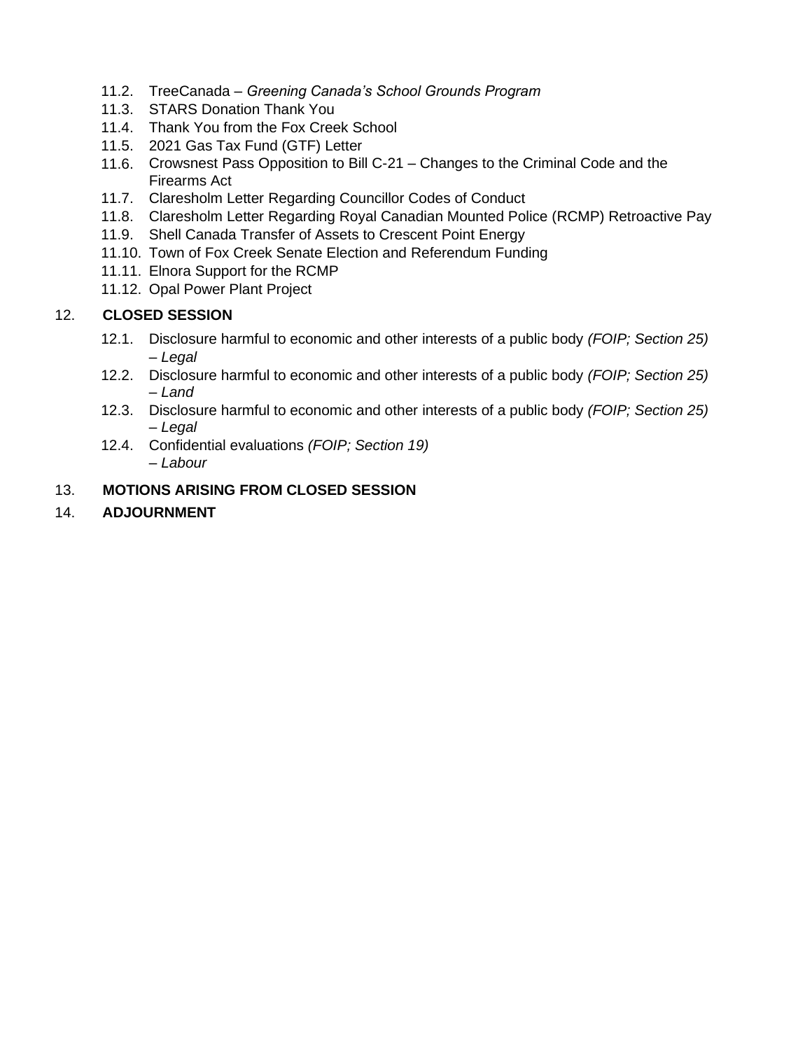11.2. TreeCanada – *Greening Canada's School Grounds Program*
11.3. STARS Donation Thank You
11.4. Thank You from the Fox Creek School
11.5. 2021 Gas Tax Fund (GTF) Letter
11.6. Crowsnest Pass Opposition to Bill C-21 – Changes to the Criminal Code and the Firearms Act
11.7. Claresholm Letter Regarding Councillor Codes of Conduct
11.8. Claresholm Letter Regarding Royal Canadian Mounted Police (RCMP) Retroactive Pay
11.9. Shell Canada Transfer of Assets to Crescent Point Energy
11.10. Town of Fox Creek Senate Election and Referendum Funding
11.11. Elnora Support for the RCMP
11.12. Opal Power Plant Project

12. **CLOSED SESSION**

12.1. Disclosure harmful to economic and other interests of a public body *(FOIP; Section 25)* – *Legal*
12.2. Disclosure harmful to economic and other interests of a public body *(FOIP; Section 25)* – *Land*
12.3. Disclosure harmful to economic and other interests of a public body *(FOIP; Section 25)* – *Legal*
12.4. Confidential evaluations *(FOIP; Section 19)* – *Labour*

13. **MOTIONS ARISING FROM CLOSED SESSION**

14. **ADJOURNMENT**